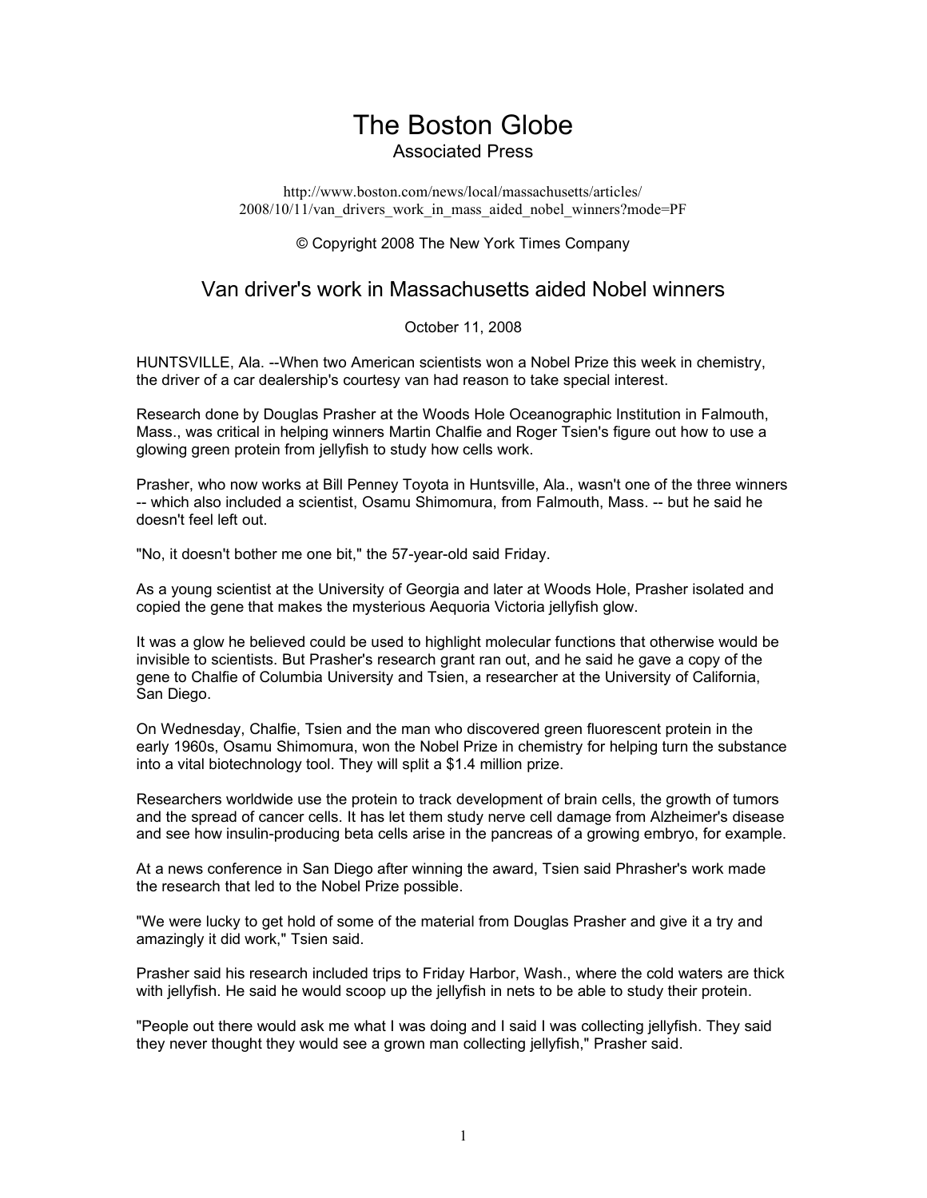# The Boston Globe

Associated Press

http://www.boston.com/news/local/massachusetts/articles/2008/10/11/van_drivers_work_in_mass_aided_nobel_winners?mode=PF

© Copyright 2008 The New York Times Company

## Van driver's work in Massachusetts aided Nobel winners

October 11, 2008

HUNTSVILLE, Ala. --When two American scientists won a Nobel Prize this week in chemistry, the driver of a car dealership's courtesy van had reason to take special interest.

Research done by Douglas Prasher at the Woods Hole Oceanographic Institution in Falmouth, Mass., was critical in helping winners Martin Chalfie and Roger Tsien's figure out how to use a glowing green protein from jellyfish to study how cells work.

Prasher, who now works at Bill Penney Toyota in Huntsville, Ala., wasn't one of the three winners -- which also included a scientist, Osamu Shimomura, from Falmouth, Mass. -- but he said he doesn't feel left out.

"No, it doesn't bother me one bit," the 57-year-old said Friday.

As a young scientist at the University of Georgia and later at Woods Hole, Prasher isolated and copied the gene that makes the mysterious Aequoria Victoria jellyfish glow.

It was a glow he believed could be used to highlight molecular functions that otherwise would be invisible to scientists. But Prasher's research grant ran out, and he said he gave a copy of the gene to Chalfie of Columbia University and Tsien, a researcher at the University of California, San Diego.

On Wednesday, Chalfie, Tsien and the man who discovered green fluorescent protein in the early 1960s, Osamu Shimomura, won the Nobel Prize in chemistry for helping turn the substance into a vital biotechnology tool. They will split a $1.4 million prize.

Researchers worldwide use the protein to track development of brain cells, the growth of tumors and the spread of cancer cells. It has let them study nerve cell damage from Alzheimer's disease and see how insulin-producing beta cells arise in the pancreas of a growing embryo, for example.

At a news conference in San Diego after winning the award, Tsien said Phrasher's work made the research that led to the Nobel Prize possible.

"We were lucky to get hold of some of the material from Douglas Prasher and give it a try and amazingly it did work," Tsien said.

Prasher said his research included trips to Friday Harbor, Wash., where the cold waters are thick with jellyfish. He said he would scoop up the jellyfish in nets to be able to study their protein.

"People out there would ask me what I was doing and I said I was collecting jellyfish. They said they never thought they would see a grown man collecting jellyfish," Prasher said.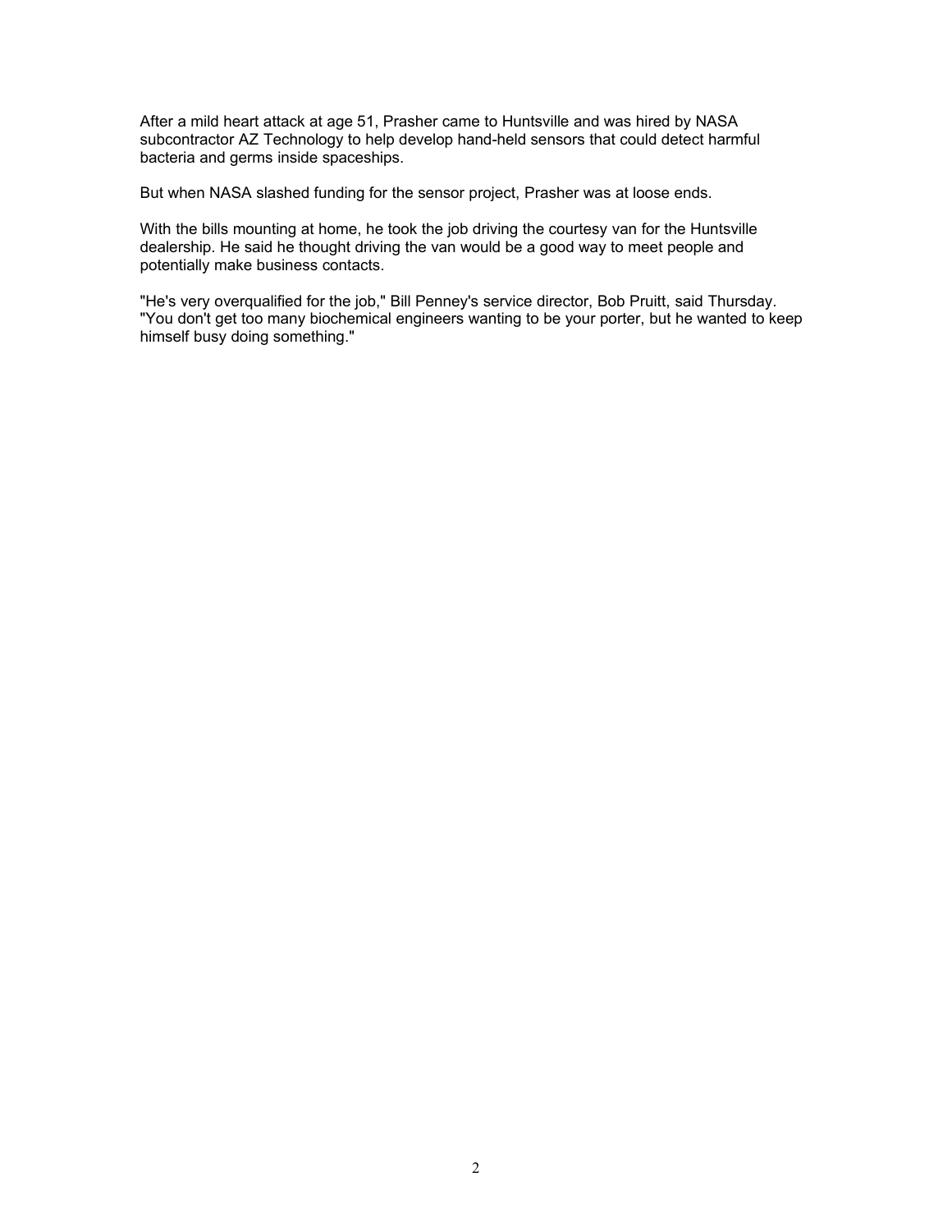After a mild heart attack at age 51, Prasher came to Huntsville and was hired by NASA subcontractor AZ Technology to help develop hand-held sensors that could detect harmful bacteria and germs inside spaceships.

But when NASA slashed funding for the sensor project, Prasher was at loose ends.

With the bills mounting at home, he took the job driving the courtesy van for the Huntsville dealership. He said he thought driving the van would be a good way to meet people and potentially make business contacts.

"He's very overqualified for the job," Bill Penney's service director, Bob Pruitt, said Thursday. "You don't get too many biochemical engineers wanting to be your porter, but he wanted to keep himself busy doing something."